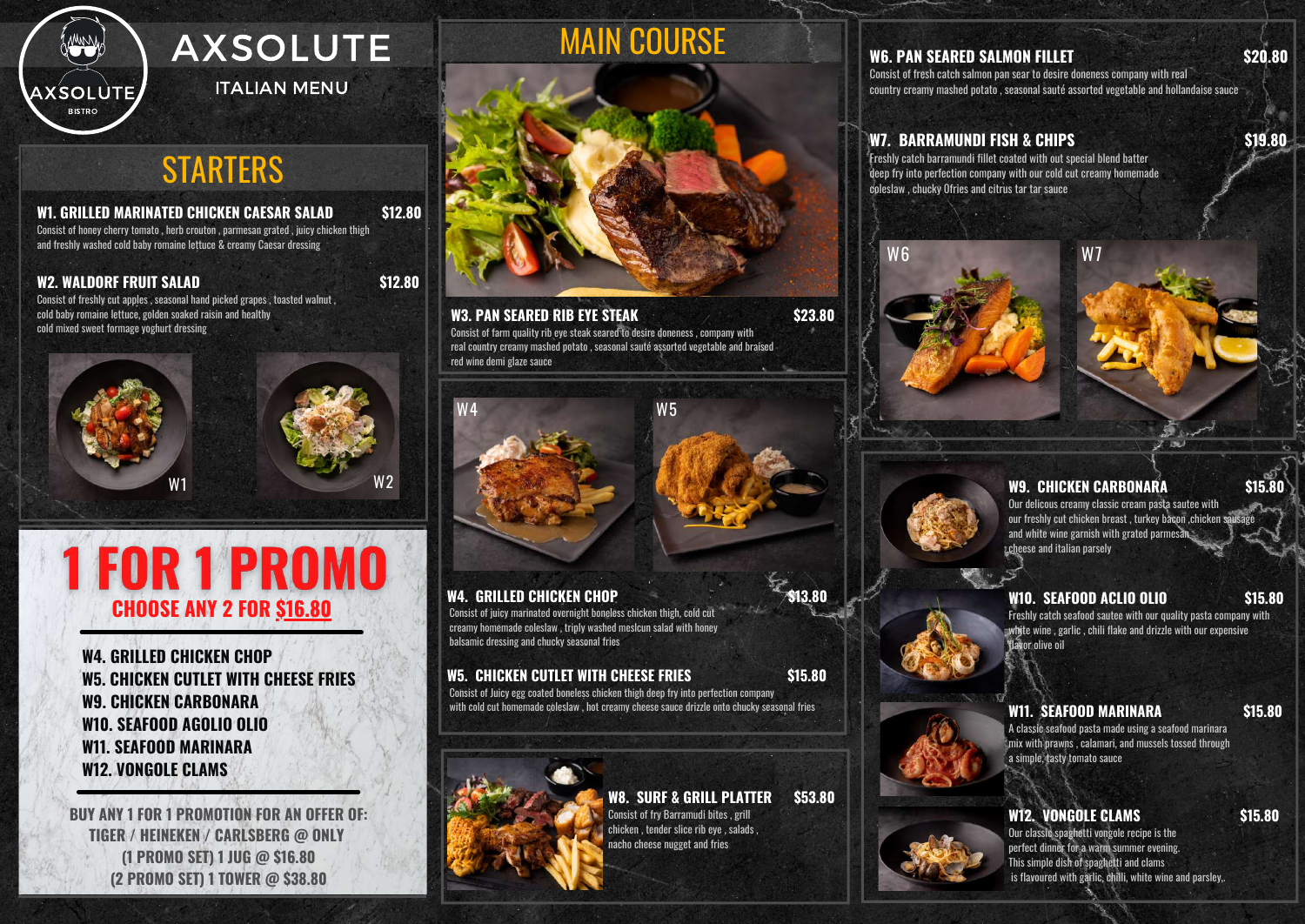# AXSOLUTE

ITALIAN MENU

## STARTERS

**W1. GRILLED MARINATED CHICKEN CAESAR SALAD** — $12.80

Consist of honey cherry tomato , herb crouton , parmesan grated , juicy chicken thigh and freshly washed cold baby romaine lettuce & creamy Caesar dressing

**W2. WALDORF FRUIT SALAD** — $12.80

Consist of freshly cut apples , seasonal hand picked grapes , toasted walnut , cold baby romaine lettuce, golden soaked raisin and healthy cold mixed sweet formage yoghurt dressing

W1

W2

## 1 FOR 1 PROMO

### CHOOSE ANY 2 FOR $16.80

- W4. GRILLED CHICKEN CHOP
- W5. CHICKEN CUTLET WITH CHEESE FRIES
- W9. CHICKEN CARBONARA
- W10. SEAFOOD AGOLIO OLIO
- W11. SEAFOOD MARINARA
- W12. VONGOLE CLAMS

BUY ANY 1 FOR 1 PROMOTION FOR AN OFFER OF:
TIGER / HEINEKEN / CARLSBERG @ ONLY
(1 PROMO SET) 1 JUG @ $16.80
(2 PROMO SET) 1 TOWER @ $38.80

## MAIN COURSE

**W3. PAN SEARED RIB EYE STEAK** — $23.80

Consist of farm quality rib eye steak seared to desire doneness , company with real country creamy mashed potato , seasonal sauté assorted vegetable and braised red wine demi glaze sauce

W4

W5

**W4. GRILLED CHICKEN CHOP** — $13.80

Consist of juicy marinated overnight boneless chicken thigh, cold cut creamy homemade coleslaw , triply washed meslcun salad with honey balsamic dressing and chucky seasonal fries

**W5. CHICKEN CUTLET WITH CHEESE FRIES** — $15.80

Consist of Juicy egg coated boneless chicken thigh deep fry into perfection company with cold cut homemade coleslaw , hot creamy cheese sauce drizzle onto chucky seasonal fries

**W8. SURF & GRILL PLATTER** — $53.80

Consist of fry Barramudi bites , grill chicken , tender slice rib eye , salads , nacho cheese nugget and fries

**W6. PAN SEARED SALMON FILLET** — $20.80

Consist of fresh catch salmon pan sear to desire doneness company with real country creamy mashed potato , seasonal sauté assorted vegetable and hollandaise sauce

**W7. BARRAMUNDI FISH & CHIPS** — $19.80

Freshly catch barramundi fillet coated with out special blend batter deep fry into perfection company with our cold cut creamy homemade coleslaw , chucky 0fries and citrus tar tar sauce

W6

W7

**W9. CHICKEN CARBONARA** — $15.80

Our delicous creamy classic cream pasta sautee with our freshly cut chicken breast , turkey bacon ,chicken sausage and white wine garnish with grated parmesan cheese and italian parsely

**W10. SEAFOOD ACLIO OLIO** — $15.80

Freshly catch seafood sautee with our quality pasta company with white wine , garlic , chili flake and drizzle with our expensive flavor olive oil

**W11. SEAFOOD MARINARA** — $15.80

A classic seafood pasta made using a seafood marinara mix with prawns , calamari, and mussels tossed through a simple, tasty tomato sauce

**W12. VONGOLE CLAMS** — $15.80

Our classic spaghetti vongole recipe is the perfect dinner for a warm summer evening. This simple dish of spaghetti and clams is flavoured with garlic, chilli, white wine and parsley,.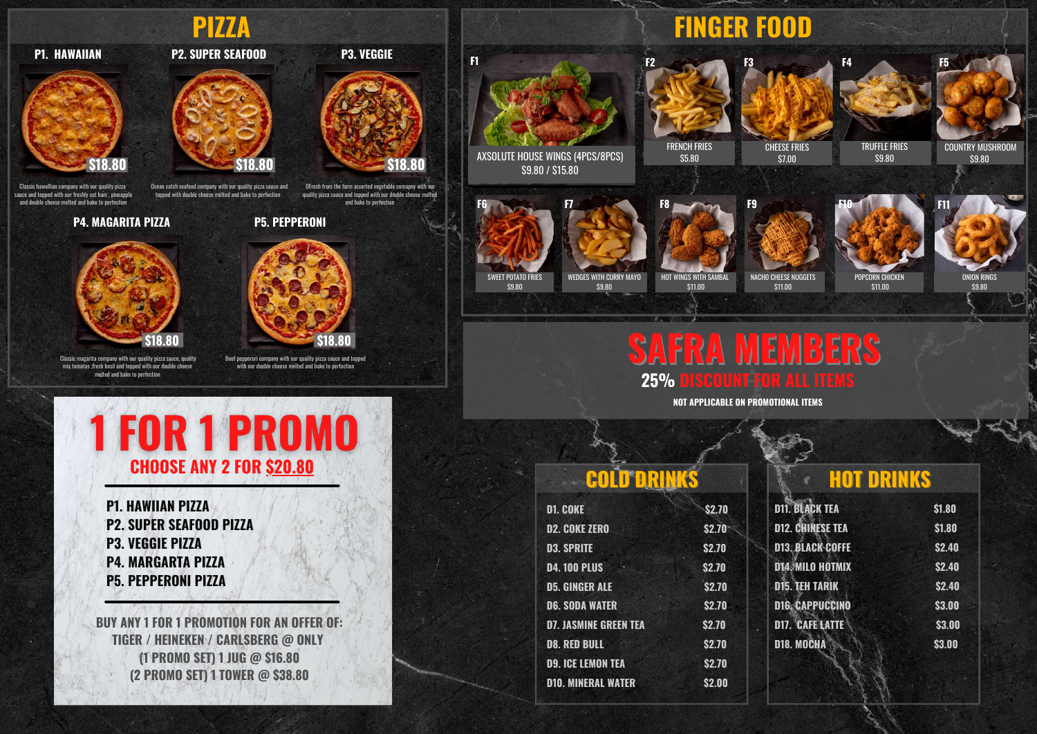# PIZZA

### P1. HAWAIIAN

$18.80

Classic hawaiian company with our quality pizza sauce and topped with our freshly cut ham , pineapple and double cheese melted and bake to perfection

### P2. SUPER SEAFOOD

$18.80

Ocean catch seafood company with our quality pizza sauce and topped with double cheese melted and bake to perfection

### P3. VEGGIE

$18.80

OFresh from the farm assorted vegetable comapny with our quality pizza sauce and topped with our double cheese melted and bake to perfection

### P4. MAGARITA PIZZA

$18.80

Classic magarita company with our quality pizza sauce, quality mix tomatos ,fresh basil and topped with our double cheese melted and bake to perfection

### P5. PEPPERONI

$18.80

Beef pepperoni company with our quality pizza sauce and topped with our double cheese melted and bake to perfection

# 1 FOR 1 PROMO

**CHOOSE ANY 2 FOR $20.80**

- P1. HAWIIAN PIZZA
- P2. SUPER SEAFOOD PIZZA
- P3. VEGGIE PIZZA
- P4. MARGARTA PIZZA
- P5. PEPPERONI PIZZA

BUY ANY 1 FOR 1 PROMOTION FOR AN OFFER OF:
TIGER / HEINEKEN / CARLSBERG @ ONLY
(1 PROMO SET) 1 JUG @ $16.80
(2 PROMO SET) 1 TOWER @ $38.80

# FINGER FOOD

| Code | Item | Price |
| --- | --- | --- |
| F1 | AXSOLUTE HOUSE WINGS (4PCS/8PCS) | $9.80 / $15.80 |
| F2 | FRENCH FRIES | $5.80 |
| F3 | CHEESE FRIES | $7.00 |
| F4 | TRUFFLE FRIES | $9.80 |
| F5 | COUNTRY MUSHROOM | $9.80 |
| F6 | SWEET POTATO FRIES | $9.80 |
| F7 | WEDGES WITH CURRY MAYO | $9.80 |
| F8 | HOT WINGS WITH SAMBAL | $11.00 |
| F9 | NACHO CHEESE NUGGETS | $11.00 |
| F10 | POPCORN CHICKEN | $11.00 |
| F11 | ONION RINGS | $9.80 |

# SAFRA MEMBERS

**25% DISCOUNT FOR ALL ITEMS**

NOT APPLICABLE ON PROMOTIONAL ITEMS

## COLD DRINKS

| Item | Price |
| --- | --- |
| D1. COKE | $2.70 |
| D2. COKE ZERO | $2.70 |
| D3. SPRITE | $2.70 |
| D4. 100 PLUS | $2.70 |
| D5. GINGER ALE | $2.70 |
| D6. SODA WATER | $2.70 |
| D7. JASMINE GREEN TEA | $2.70 |
| D8. RED BULL | $2.70 |
| D9. ICE LEMON TEA | $2.70 |
| D10. MINERAL WATER | $2.00 |

## HOT DRINKS

| Item | Price |
| --- | --- |
| D11. BLACK TEA | $1.80 |
| D12. CHINESE TEA | $1.80 |
| D13. BLACK COFFE | $2.40 |
| D14. MILO HOTMIX | $2.40 |
| D15. TEH TARIK | $2.40 |
| D16. CAPPUCCINO | $3.00 |
| D17. CAFE LATTE | $3.00 |
| D18. MOCHA | $3.00 |